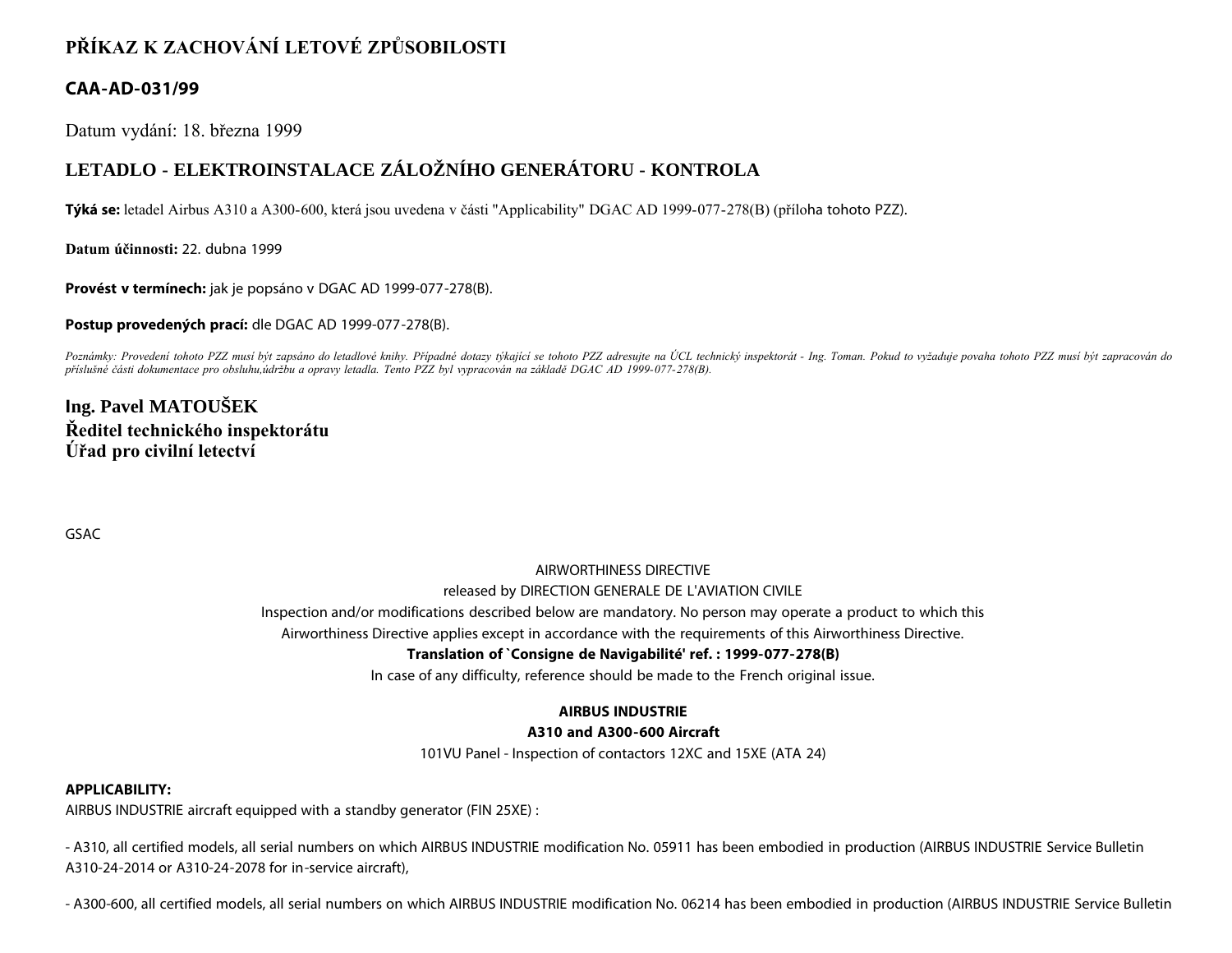# PŘÍKAZ K ZACHOVÁNÍ LETOVÉ ZPŮSOBILOSTI

## CAA-AD-031/99

Datum vydání: 18. března 1999

## LETADLO - ELEKTROINSTALACE ZÁLOŽNÍHO GENERÁTORU - KONTROLA

**Týká se:** letadel Airbus A310 a A300-600, která jsou uvedena v části "Applicability" DGAC AD 1999-077-278(B) (příloha tohoto PZZ).

**Datum účinnosti:** 22. dubna 1999

**Provést v termínech:** jak je popsáno v DGAC AD 1999-077-278(B).

**Postup provedených prací:** dle DGAC AD 1999-077-278(B).

*Poznámky: Provedení tohoto PZZ musí být zapsáno do letadlové knihy. Případné dotazy týkající se tohoto PZZ adresujte na ÚCL technický inspektorát - Ing. Toman. Pokud to vyžaduje povaha tohoto PZZ musí být zapracován do příslušné části dokumentace pro obsluhu,údržbu a opravy letadla. Tento PZZ byl vypracován na základě DGAC AD 1999-077-278(B).*

**Ing. Pavel MATOUŠEK**
**Ředitel technického inspektorátu**
**Úřad pro civilní letectví**

GSAC

AIRWORTHINESS DIRECTIVE

released by DIRECTION GENERALE DE L'AVIATION CIVILE

Inspection and/or modifications described below are mandatory. No person may operate a product to which this Airworthiness Directive applies except in accordance with the requirements of this Airworthiness Directive.

**Translation of `Consigne de Navigabilité' ref. : 1999-077-278(B)**

In case of any difficulty, reference should be made to the French original issue.

**AIRBUS INDUSTRIE**

**A310 and A300-600 Aircraft**

101VU Panel - Inspection of contactors 12XC and 15XE (ATA 24)

**APPLICABILITY:**

AIRBUS INDUSTRIE aircraft equipped with a standby generator (FIN 25XE) :

- A310, all certified models, all serial numbers on which AIRBUS INDUSTRIE modification No. 05911 has been embodied in production (AIRBUS INDUSTRIE Service Bulletin A310-24-2014 or A310-24-2078 for in-service aircraft),

- A300-600, all certified models, all serial numbers on which AIRBUS INDUSTRIE modification No. 06214 has been embodied in production (AIRBUS INDUSTRIE Service Bulletin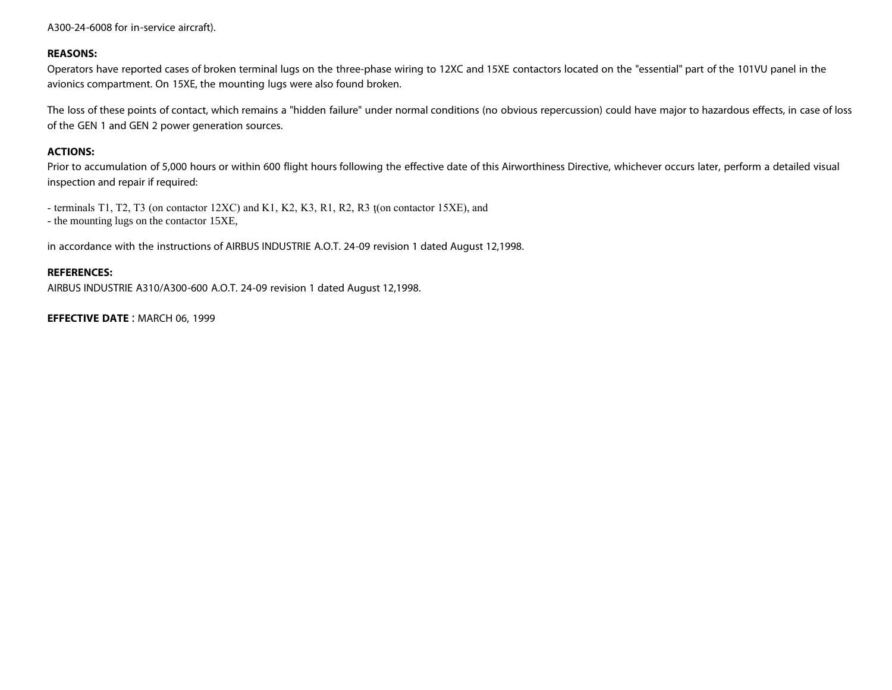A300-24-6008 for in-service aircraft).

**REASONS:**
Operators have reported cases of broken terminal lugs on the three-phase wiring to 12XC and 15XE contactors located on the "essential" part of the 101VU panel in the avionics compartment. On 15XE, the mounting lugs were also found broken.

The loss of these points of contact, which remains a "hidden failure" under normal conditions (no obvious repercussion) could have major to hazardous effects, in case of loss of the GEN 1 and GEN 2 power generation sources.

**ACTIONS:**
Prior to accumulation of 5,000 hours or within 600 flight hours following the effective date of this Airworthiness Directive, whichever occurs later, perform a detailed visual inspection and repair if required:

- terminals T1, T2, T3 (on contactor 12XC) and K1, K2, K3, R1, R2, R3 (on contactor 15XE), and
- the mounting lugs on the contactor 15XE,

in accordance with the instructions of AIRBUS INDUSTRIE A.O.T. 24-09 revision 1 dated August 12,1998.

**REFERENCES:**
AIRBUS INDUSTRIE A310/A300-600 A.O.T. 24-09 revision 1 dated August 12,1998.

**EFFECTIVE DATE :** MARCH 06, 1999